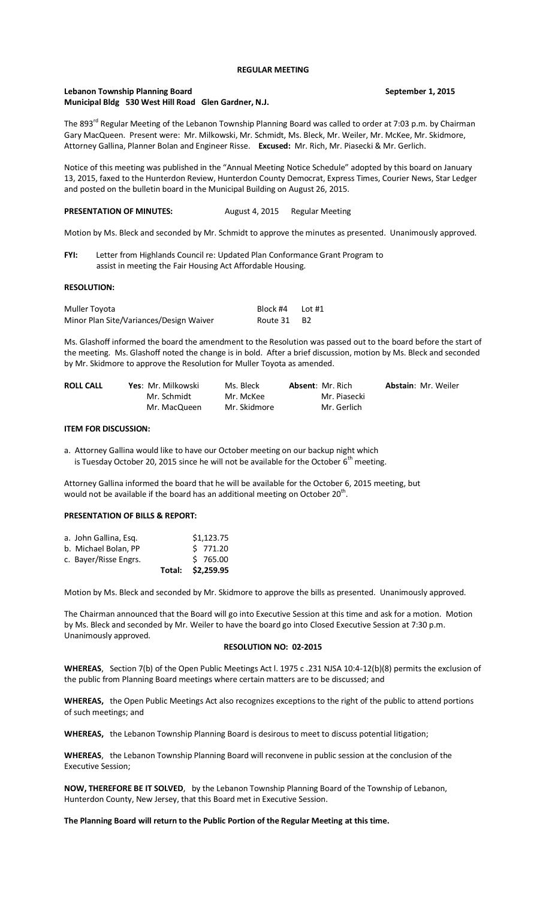# REGULAR MEETING

**Lebanon Township Planning Board** **September 1, 2015**
**Municipal Bldg 530 West Hill Road Glen Gardner, N.J.**

The 893rd Regular Meeting of the Lebanon Township Planning Board was called to order at 7:03 p.m. by Chairman Gary MacQueen. Present were: Mr. Milkowski, Mr. Schmidt, Ms. Bleck, Mr. Weiler, Mr. McKee, Mr. Skidmore, Attorney Gallina, Planner Bolan and Engineer Risse. **Excused:** Mr. Rich, Mr. Piasecki & Mr. Gerlich.

Notice of this meeting was published in the "Annual Meeting Notice Schedule" adopted by this board on January 13, 2015, faxed to the Hunterdon Review, Hunterdon County Democrat, Express Times, Courier News, Star Ledger and posted on the bulletin board in the Municipal Building on August 26, 2015.

**PRESENTATION OF MINUTES:** August 4, 2015 Regular Meeting

Motion by Ms. Bleck and seconded by Mr. Schmidt to approve the minutes as presented. Unanimously approved.

**FYI:** Letter from Highlands Council re: Updated Plan Conformance Grant Program to assist in meeting the Fair Housing Act Affordable Housing.

**RESOLUTION:**

| | | |
|---|---|---|
| Muller Toyota | Block #4 | Lot #1 |
| Minor Plan Site/Variances/Design Waiver | Route 31 | B2 |

Ms. Glashoff informed the board the amendment to the Resolution was passed out to the board before the start of the meeting. Ms. Glashoff noted the change is in bold. After a brief discussion, motion by Ms. Bleck and seconded by Mr. Skidmore to approve the Resolution for Muller Toyota as amended.

| **ROLL CALL** | **Yes**: Mr. Milkowski | Ms. Bleck | **Absent**: Mr. Rich | **Abstain**: Mr. Weiler |
|---|---|---|---|---|
| | Mr. Schmidt | Mr. McKee | Mr. Piasecki | |
| | Mr. MacQueen | Mr. Skidmore | Mr. Gerlich | |

**ITEM FOR DISCUSSION:**

a. Attorney Gallina would like to have our October meeting on our backup night which is Tuesday October 20, 2015 since he will not be available for the October 6th meeting.

Attorney Gallina informed the board that he will be available for the October 6, 2015 meeting, but would not be available if the board has an additional meeting on October 20th.

**PRESENTATION OF BILLS & REPORT:**

| | |
|---|---|
| a. John Gallina, Esq. | $1,123.75 |
| b. Michael Bolan, PP | $ 771.20 |
| c. Bayer/Risse Engrs. | $ 765.00 |
| **Total:** | **$2,259.95** |

Motion by Ms. Bleck and seconded by Mr. Skidmore to approve the bills as presented. Unanimously approved.

The Chairman announced that the Board will go into Executive Session at this time and ask for a motion. Motion by Ms. Bleck and seconded by Mr. Weiler to have the board go into Closed Executive Session at 7:30 p.m. Unanimously approved.

**RESOLUTION NO: 02-2015**

**WHEREAS**, Section 7(b) of the Open Public Meetings Act l. 1975 c .231 NJSA 10:4-12(b)(8) permits the exclusion of the public from Planning Board meetings where certain matters are to be discussed; and

**WHEREAS,** the Open Public Meetings Act also recognizes exceptions to the right of the public to attend portions of such meetings; and

**WHEREAS,** the Lebanon Township Planning Board is desirous to meet to discuss potential litigation;

**WHEREAS**, the Lebanon Township Planning Board will reconvene in public session at the conclusion of the Executive Session;

**NOW, THEREFORE BE IT SOLVED**, by the Lebanon Township Planning Board of the Township of Lebanon, Hunterdon County, New Jersey, that this Board met in Executive Session.

**The Planning Board will return to the Public Portion of the Regular Meeting at this time.**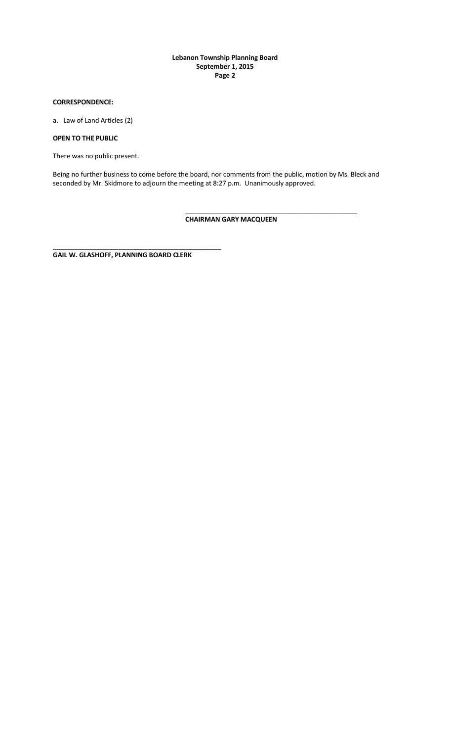**CORRESPONDENCE:**

a. Law of Land Articles (2)

**OPEN TO THE PUBLIC**

There was no public present.

Being no further business to come before the board, nor comments from the public, motion by Ms. Bleck and seconded by Mr. Skidmore to adjourn the meeting at 8:27 p.m. Unanimously approved.

\_\_\_\_\_\_\_\_\_\_\_\_\_\_\_\_\_\_\_\_\_\_\_\_\_\_\_\_\_\_\_\_\_\_\_\_\_\_\_\_\_\_\_\_

**CHAIRMAN GARY MACQUEEN**

\_\_\_\_\_\_\_\_\_\_\_\_\_\_\_\_\_\_\_\_\_\_\_\_\_\_\_\_\_\_\_\_\_\_\_\_\_\_\_\_\_\_\_\_

**GAIL W. GLASHOFF, PLANNING BOARD CLERK**